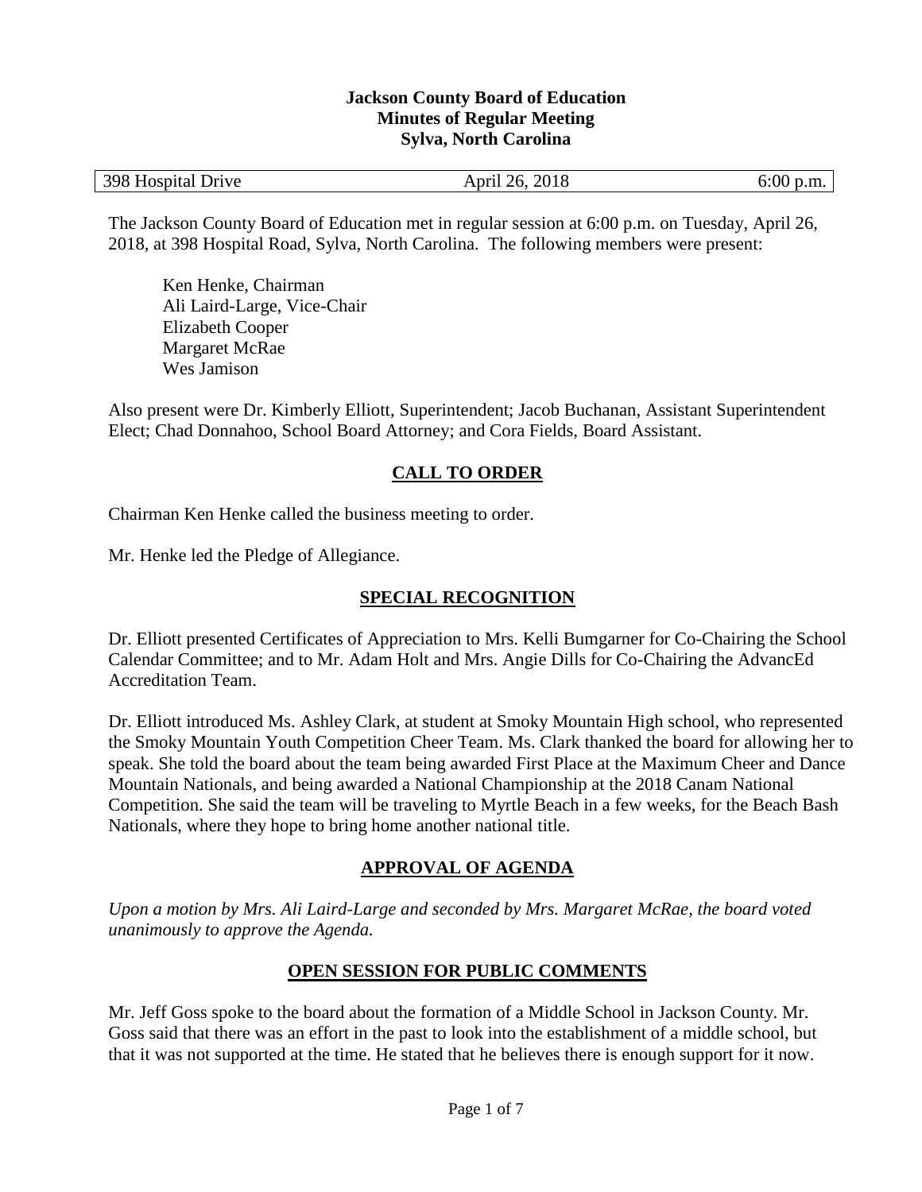**Jackson County Board of Education**
**Minutes of Regular Meeting**
**Sylva, North Carolina**

| 398 Hospital Drive | April 26, 2018 | 6:00 p.m. |
|---|---|---|

The Jackson County Board of Education met in regular session at 6:00 p.m. on Tuesday, April 26, 2018, at 398 Hospital Road, Sylva, North Carolina. The following members were present:

Ken Henke, Chairman
Ali Laird-Large, Vice-Chair
Elizabeth Cooper
Margaret McRae
Wes Jamison

Also present were Dr. Kimberly Elliott, Superintendent; Jacob Buchanan, Assistant Superintendent Elect; Chad Donnahoo, School Board Attorney; and Cora Fields, Board Assistant.

## CALL TO ORDER

Chairman Ken Henke called the business meeting to order.

Mr. Henke led the Pledge of Allegiance.

## SPECIAL RECOGNITION

Dr. Elliott presented Certificates of Appreciation to Mrs. Kelli Bumgarner for Co-Chairing the School Calendar Committee; and to Mr. Adam Holt and Mrs. Angie Dills for Co-Chairing the AdvancEd Accreditation Team.

Dr. Elliott introduced Ms. Ashley Clark, at student at Smoky Mountain High school, who represented the Smoky Mountain Youth Competition Cheer Team. Ms. Clark thanked the board for allowing her to speak. She told the board about the team being awarded First Place at the Maximum Cheer and Dance Mountain Nationals, and being awarded a National Championship at the 2018 Canam National Competition. She said the team will be traveling to Myrtle Beach in a few weeks, for the Beach Bash Nationals, where they hope to bring home another national title.

## APPROVAL OF AGENDA

*Upon a motion by Mrs. Ali Laird-Large and seconded by Mrs. Margaret McRae, the board voted unanimously to approve the Agenda.*

## OPEN SESSION FOR PUBLIC COMMENTS

Mr. Jeff Goss spoke to the board about the formation of a Middle School in Jackson County. Mr. Goss said that there was an effort in the past to look into the establishment of a middle school, but that it was not supported at the time. He stated that he believes there is enough support for it now.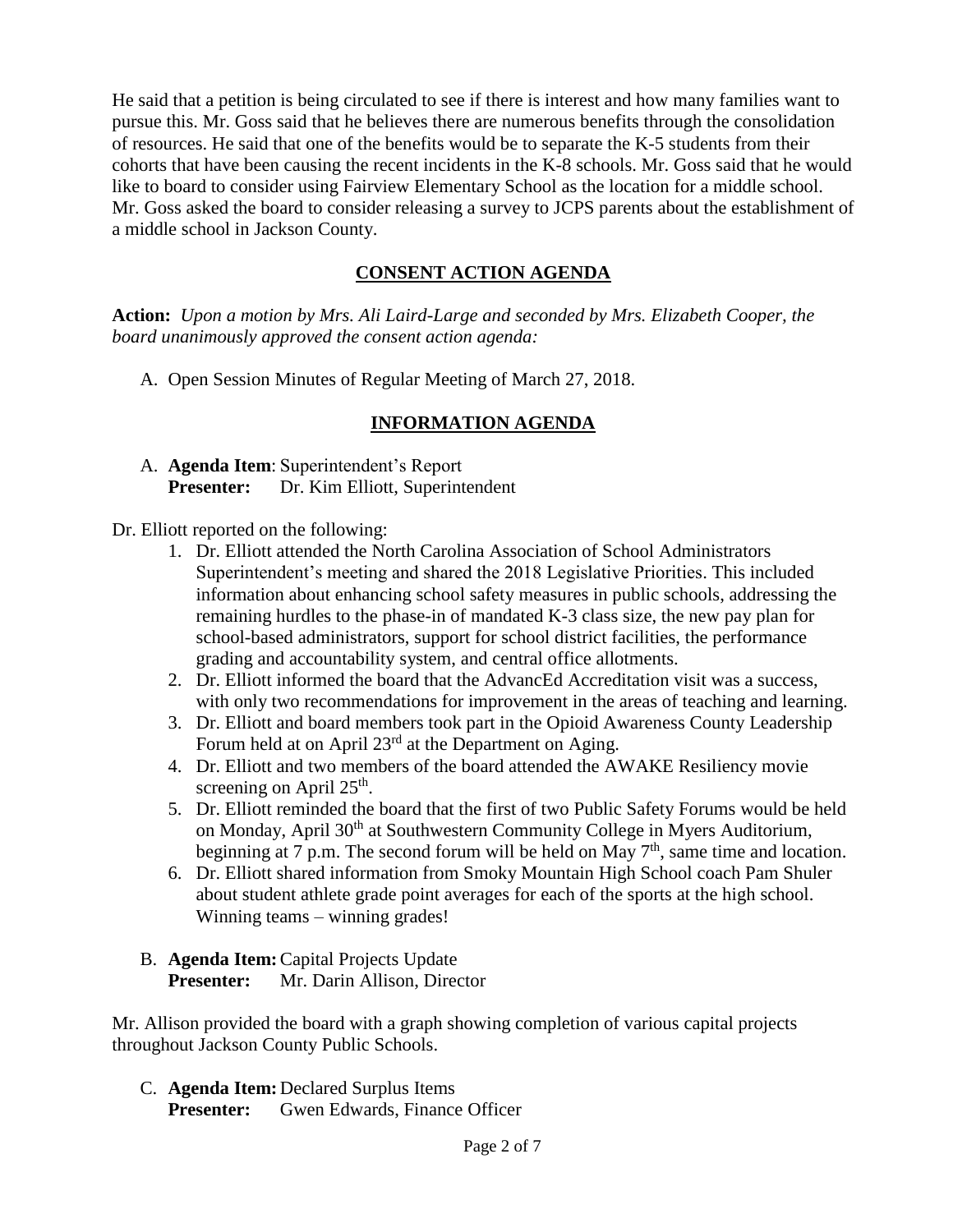He said that a petition is being circulated to see if there is interest and how many families want to pursue this. Mr. Goss said that he believes there are numerous benefits through the consolidation of resources. He said that one of the benefits would be to separate the K-5 students from their cohorts that have been causing the recent incidents in the K-8 schools. Mr. Goss said that he would like to board to consider using Fairview Elementary School as the location for a middle school. Mr. Goss asked the board to consider releasing a survey to JCPS parents about the establishment of a middle school in Jackson County.

## CONSENT ACTION AGENDA

**Action:** *Upon a motion by Mrs. Ali Laird-Large and seconded by Mrs. Elizabeth Cooper, the board unanimously approved the consent action agenda:*

A. Open Session Minutes of Regular Meeting of March 27, 2018.

## INFORMATION AGENDA

A. **Agenda Item**: Superintendent's Report
**Presenter:** Dr. Kim Elliott, Superintendent

Dr. Elliott reported on the following:

1. Dr. Elliott attended the North Carolina Association of School Administrators Superintendent's meeting and shared the 2018 Legislative Priorities. This included information about enhancing school safety measures in public schools, addressing the remaining hurdles to the phase-in of mandated K-3 class size, the new pay plan for school-based administrators, support for school district facilities, the performance grading and accountability system, and central office allotments.
2. Dr. Elliott informed the board that the AdvancEd Accreditation visit was a success, with only two recommendations for improvement in the areas of teaching and learning.
3. Dr. Elliott and board members took part in the Opioid Awareness County Leadership Forum held at on April 23rd at the Department on Aging.
4. Dr. Elliott and two members of the board attended the AWAKE Resiliency movie screening on April 25th.
5. Dr. Elliott reminded the board that the first of two Public Safety Forums would be held on Monday, April 30th at Southwestern Community College in Myers Auditorium, beginning at 7 p.m. The second forum will be held on May 7th, same time and location.
6. Dr. Elliott shared information from Smoky Mountain High School coach Pam Shuler about student athlete grade point averages for each of the sports at the high school. Winning teams – winning grades!

B. **Agenda Item:** Capital Projects Update
**Presenter:** Mr. Darin Allison, Director

Mr. Allison provided the board with a graph showing completion of various capital projects throughout Jackson County Public Schools.

C. **Agenda Item:** Declared Surplus Items
**Presenter:** Gwen Edwards, Finance Officer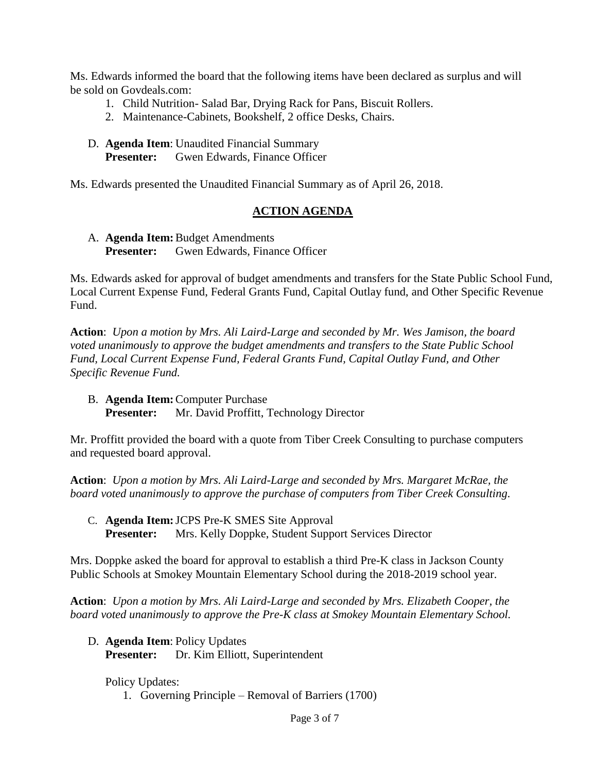Ms. Edwards informed the board that the following items have been declared as surplus and will be sold on Govdeals.com:

1. Child Nutrition- Salad Bar, Drying Rack for Pans, Biscuit Rollers.
2. Maintenance-Cabinets, Bookshelf, 2 office Desks, Chairs.

D. **Agenda Item**: Unaudited Financial Summary
   **Presenter:** Gwen Edwards, Finance Officer

Ms. Edwards presented the Unaudited Financial Summary as of April 26, 2018.

## ACTION AGENDA

A. **Agenda Item:** Budget Amendments
   **Presenter:** Gwen Edwards, Finance Officer

Ms. Edwards asked for approval of budget amendments and transfers for the State Public School Fund, Local Current Expense Fund, Federal Grants Fund, Capital Outlay fund, and Other Specific Revenue Fund.

**Action**: *Upon a motion by Mrs. Ali Laird-Large and seconded by Mr. Wes Jamison, the board voted unanimously to approve the budget amendments and transfers to the State Public School Fund, Local Current Expense Fund, Federal Grants Fund, Capital Outlay Fund, and Other Specific Revenue Fund.*

B. **Agenda Item:** Computer Purchase
   **Presenter:** Mr. David Proffitt, Technology Director

Mr. Proffitt provided the board with a quote from Tiber Creek Consulting to purchase computers and requested board approval.

**Action**: *Upon a motion by Mrs. Ali Laird-Large and seconded by Mrs. Margaret McRae, the board voted unanimously to approve the purchase of computers from Tiber Creek Consulting.*

C. **Agenda Item:** JCPS Pre-K SMES Site Approval
   **Presenter:** Mrs. Kelly Doppke, Student Support Services Director

Mrs. Doppke asked the board for approval to establish a third Pre-K class in Jackson County Public Schools at Smokey Mountain Elementary School during the 2018-2019 school year.

**Action**: *Upon a motion by Mrs. Ali Laird-Large and seconded by Mrs. Elizabeth Cooper, the board voted unanimously to approve the Pre-K class at Smokey Mountain Elementary School.*

D. **Agenda Item**: Policy Updates
   **Presenter:** Dr. Kim Elliott, Superintendent

   Policy Updates:

   1. Governing Principle – Removal of Barriers (1700)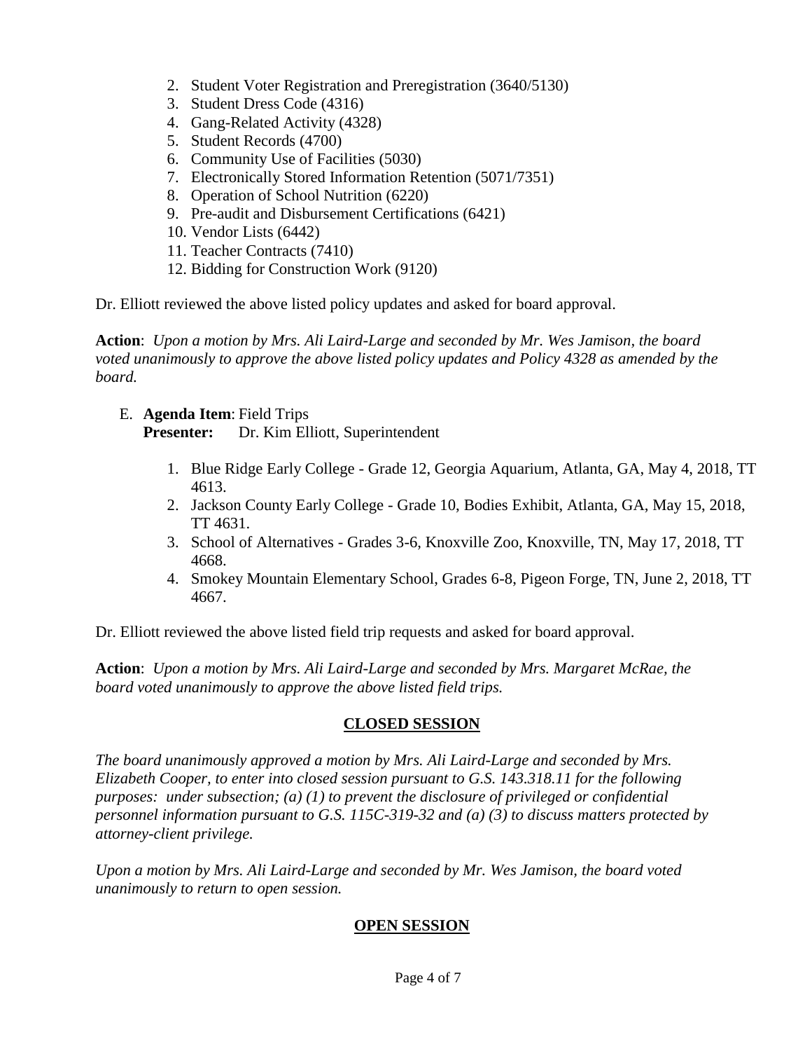2. Student Voter Registration and Preregistration (3640/5130)
3. Student Dress Code (4316)
4. Gang-Related Activity (4328)
5. Student Records (4700)
6. Community Use of Facilities (5030)
7. Electronically Stored Information Retention (5071/7351)
8. Operation of School Nutrition (6220)
9. Pre-audit and Disbursement Certifications (6421)
10. Vendor Lists (6442)
11. Teacher Contracts (7410)
12. Bidding for Construction Work (9120)

Dr. Elliott reviewed the above listed policy updates and asked for board approval.

**Action**: *Upon a motion by Mrs. Ali Laird-Large and seconded by Mr. Wes Jamison, the board voted unanimously to approve the above listed policy updates and Policy 4328 as amended by the board.*

E. **Agenda Item**: Field Trips
   **Presenter:** Dr. Kim Elliott, Superintendent

1. Blue Ridge Early College - Grade 12, Georgia Aquarium, Atlanta, GA, May 4, 2018, TT 4613.
2. Jackson County Early College - Grade 10, Bodies Exhibit, Atlanta, GA, May 15, 2018, TT 4631.
3. School of Alternatives - Grades 3-6, Knoxville Zoo, Knoxville, TN, May 17, 2018, TT 4668.
4. Smokey Mountain Elementary School, Grades 6-8, Pigeon Forge, TN, June 2, 2018, TT 4667.

Dr. Elliott reviewed the above listed field trip requests and asked for board approval.

**Action**: *Upon a motion by Mrs. Ali Laird-Large and seconded by Mrs. Margaret McRae, the board voted unanimously to approve the above listed field trips.*

## CLOSED SESSION

*The board unanimously approved a motion by Mrs. Ali Laird-Large and seconded by Mrs. Elizabeth Cooper, to enter into closed session pursuant to G.S. 143.318.11 for the following purposes: under subsection; (a) (1) to prevent the disclosure of privileged or confidential personnel information pursuant to G.S. 115C-319-32 and (a) (3) to discuss matters protected by attorney-client privilege.*

*Upon a motion by Mrs. Ali Laird-Large and seconded by Mr. Wes Jamison, the board voted unanimously to return to open session.*

## OPEN SESSION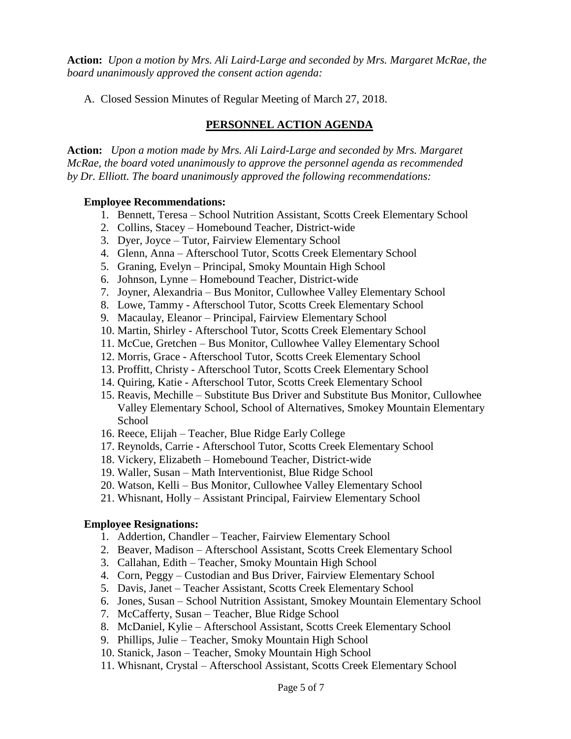**Action:** *Upon a motion by Mrs. Ali Laird-Large and seconded by Mrs. Margaret McRae, the board unanimously approved the consent action agenda:*

A. Closed Session Minutes of Regular Meeting of March 27, 2018.

## PERSONNEL ACTION AGENDA

**Action:** *Upon a motion made by Mrs. Ali Laird-Large and seconded by Mrs. Margaret McRae, the board voted unanimously to approve the personnel agenda as recommended by Dr. Elliott. The board unanimously approved the following recommendations:*

**Employee Recommendations:**

1. Bennett, Teresa – School Nutrition Assistant, Scotts Creek Elementary School
2. Collins, Stacey – Homebound Teacher, District-wide
3. Dyer, Joyce – Tutor, Fairview Elementary School
4. Glenn, Anna – Afterschool Tutor, Scotts Creek Elementary School
5. Graning, Evelyn – Principal, Smoky Mountain High School
6. Johnson, Lynne – Homebound Teacher, District-wide
7. Joyner, Alexandria – Bus Monitor, Cullowhee Valley Elementary School
8. Lowe, Tammy - Afterschool Tutor, Scotts Creek Elementary School
9. Macaulay, Eleanor – Principal, Fairview Elementary School
10. Martin, Shirley - Afterschool Tutor, Scotts Creek Elementary School
11. McCue, Gretchen – Bus Monitor, Cullowhee Valley Elementary School
12. Morris, Grace - Afterschool Tutor, Scotts Creek Elementary School
13. Proffitt, Christy - Afterschool Tutor, Scotts Creek Elementary School
14. Quiring, Katie - Afterschool Tutor, Scotts Creek Elementary School
15. Reavis, Mechille – Substitute Bus Driver and Substitute Bus Monitor, Cullowhee Valley Elementary School, School of Alternatives, Smokey Mountain Elementary School
16. Reece, Elijah – Teacher, Blue Ridge Early College
17. Reynolds, Carrie - Afterschool Tutor, Scotts Creek Elementary School
18. Vickery, Elizabeth – Homebound Teacher, District-wide
19. Waller, Susan – Math Interventionist, Blue Ridge School
20. Watson, Kelli – Bus Monitor, Cullowhee Valley Elementary School
21. Whisnant, Holly – Assistant Principal, Fairview Elementary School

**Employee Resignations:**

1. Addertion, Chandler – Teacher, Fairview Elementary School
2. Beaver, Madison – Afterschool Assistant, Scotts Creek Elementary School
3. Callahan, Edith – Teacher, Smoky Mountain High School
4. Corn, Peggy – Custodian and Bus Driver, Fairview Elementary School
5. Davis, Janet – Teacher Assistant, Scotts Creek Elementary School
6. Jones, Susan – School Nutrition Assistant, Smokey Mountain Elementary School
7. McCafferty, Susan – Teacher, Blue Ridge School
8. McDaniel, Kylie – Afterschool Assistant, Scotts Creek Elementary School
9. Phillips, Julie – Teacher, Smoky Mountain High School
10. Stanick, Jason – Teacher, Smoky Mountain High School
11. Whisnant, Crystal – Afterschool Assistant, Scotts Creek Elementary School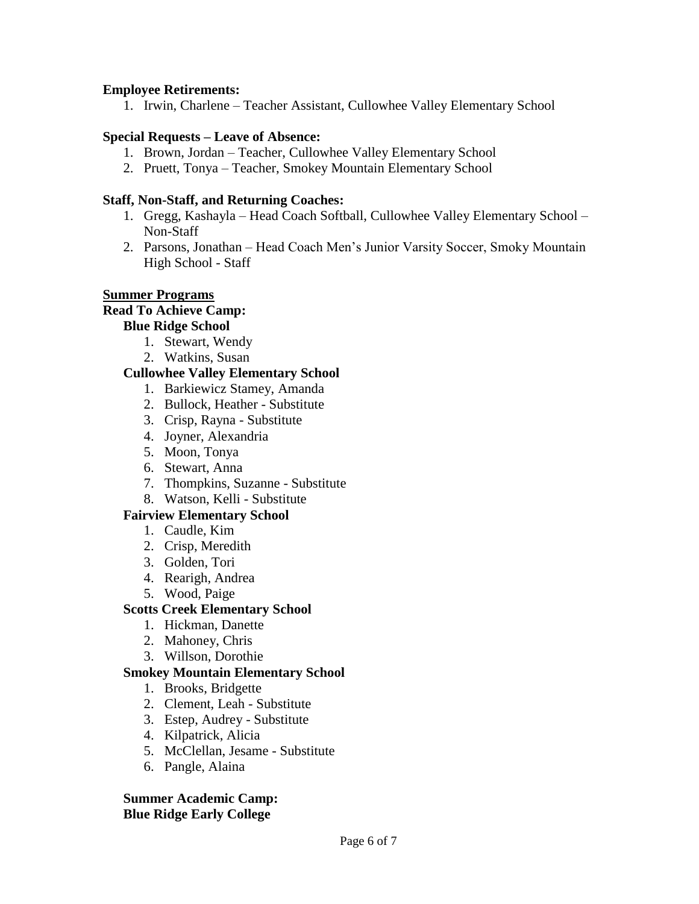**Employee Retirements:**

1. Irwin, Charlene – Teacher Assistant, Cullowhee Valley Elementary School

**Special Requests – Leave of Absence:**

1. Brown, Jordan – Teacher, Cullowhee Valley Elementary School
2. Pruett, Tonya – Teacher, Smokey Mountain Elementary School

**Staff, Non-Staff, and Returning Coaches:**

1. Gregg, Kashayla – Head Coach Softball, Cullowhee Valley Elementary School – Non-Staff
2. Parsons, Jonathan – Head Coach Men's Junior Varsity Soccer, Smoky Mountain High School - Staff

**Summer Programs**

**Read To Achieve Camp:**

**Blue Ridge School**

1. Stewart, Wendy
2. Watkins, Susan

**Cullowhee Valley Elementary School**

1. Barkiewicz Stamey, Amanda
2. Bullock, Heather - Substitute
3. Crisp, Rayna - Substitute
4. Joyner, Alexandria
5. Moon, Tonya
6. Stewart, Anna
7. Thompkins, Suzanne - Substitute
8. Watson, Kelli - Substitute

**Fairview Elementary School**

1. Caudle, Kim
2. Crisp, Meredith
3. Golden, Tori
4. Rearigh, Andrea
5. Wood, Paige

**Scotts Creek Elementary School**

1. Hickman, Danette
2. Mahoney, Chris
3. Willson, Dorothie

**Smokey Mountain Elementary School**

1. Brooks, Bridgette
2. Clement, Leah - Substitute
3. Estep, Audrey - Substitute
4. Kilpatrick, Alicia
5. McClellan, Jesame - Substitute
6. Pangle, Alaina

**Summer Academic Camp:**

**Blue Ridge Early College**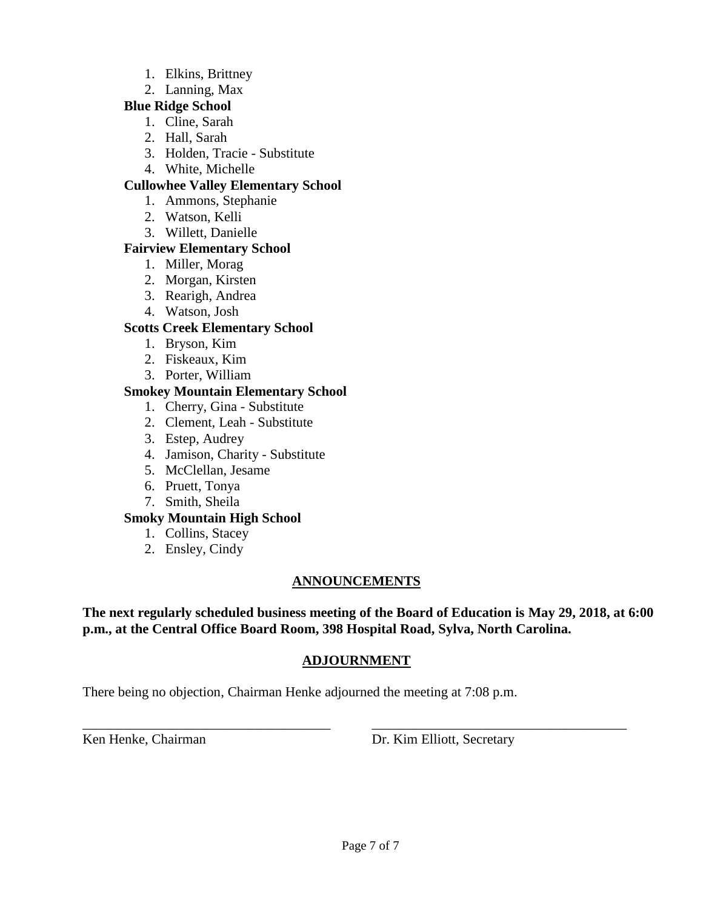1. Elkins, Brittney
2. Lanning, Max

**Blue Ridge School**

1. Cline, Sarah
2. Hall, Sarah
3. Holden, Tracie - Substitute
4. White, Michelle

**Cullowhee Valley Elementary School**

1. Ammons, Stephanie
2. Watson, Kelli
3. Willett, Danielle

**Fairview Elementary School**

1. Miller, Morag
2. Morgan, Kirsten
3. Rearigh, Andrea
4. Watson, Josh

**Scotts Creek Elementary School**

1. Bryson, Kim
2. Fiskeaux, Kim
3. Porter, William

**Smokey Mountain Elementary School**

1. Cherry, Gina - Substitute
2. Clement, Leah - Substitute
3. Estep, Audrey
4. Jamison, Charity - Substitute
5. McClellan, Jesame
6. Pruett, Tonya
7. Smith, Sheila

**Smoky Mountain High School**

1. Collins, Stacey
2. Ensley, Cindy

## ANNOUNCEMENTS

**The next regularly scheduled business meeting of the Board of Education is May 29, 2018, at 6:00 p.m., at the Central Office Board Room, 398 Hospital Road, Sylva, North Carolina.**

## ADJOURNMENT

There being no objection, Chairman Henke adjourned the meeting at 7:08 p.m.

_____________________________________ _____________________________________

Ken Henke, Chairman Dr. Kim Elliott, Secretary